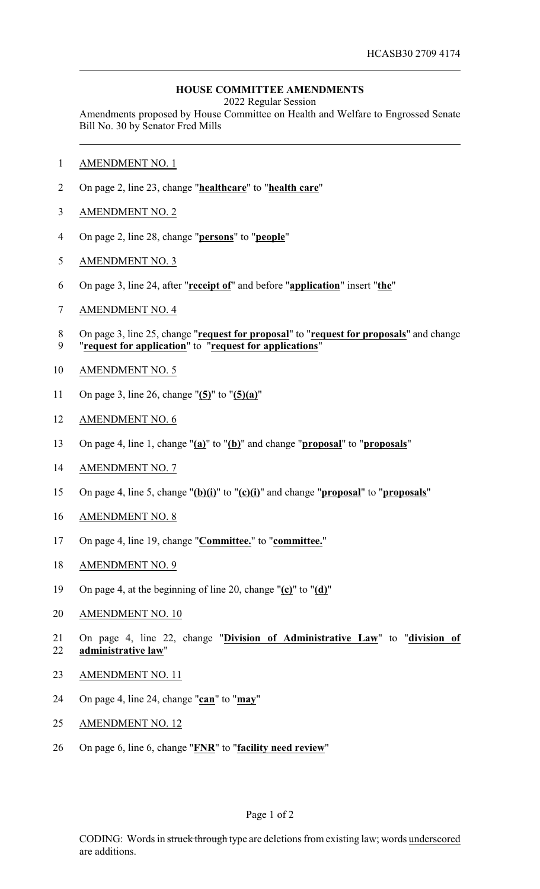HCASB30 2709 4174

## HOUSE COMMITTEE AMENDMENTS

2022 Regular Session

Amendments proposed by House Committee on Health and Welfare to Engrossed Senate Bill No. 30 by Senator Fred Mills

AMENDMENT NO. 1

On page 2, line 23, change "**healthcare**" to "**health care**"

AMENDMENT NO. 2

On page 2, line 28, change "**persons**" to "**people**"

AMENDMENT NO. 3

On page 3, line 24, after "**receipt of**" and before "**application**" insert "**the**"

AMENDMENT NO. 4

On page 3, line 25, change "**request for proposal**" to "**request for proposals**" and change "**request for application**" to "**request for applications**"

AMENDMENT NO. 5

On page 3, line 26, change "**(5)**" to "**(5)(a)**"

AMENDMENT NO. 6

On page 4, line 1, change "**(a)**" to "**(b)**" and change "**proposal**" to "**proposals**"

AMENDMENT NO. 7

On page 4, line 5, change "**(b)(i)**" to "**(c)(i)**" and change "**proposal**" to "**proposals**"

AMENDMENT NO. 8

On page 4, line 19, change "**Committee.**" to "**committee.**"

AMENDMENT NO. 9

On page 4, at the beginning of line 20, change "**(c)**" to "**(d)**"

AMENDMENT NO. 10

On page 4, line 22, change "**Division of Administrative Law**" to "**division of administrative law**"

AMENDMENT NO. 11

On page 4, line 24, change "**can**" to "**may**"

AMENDMENT NO. 12

On page 6, line 6, change "**FNR**" to "**facility need review**"

CODING: Words in ~~struck through~~ type are deletions from existing law; words underscored are additions.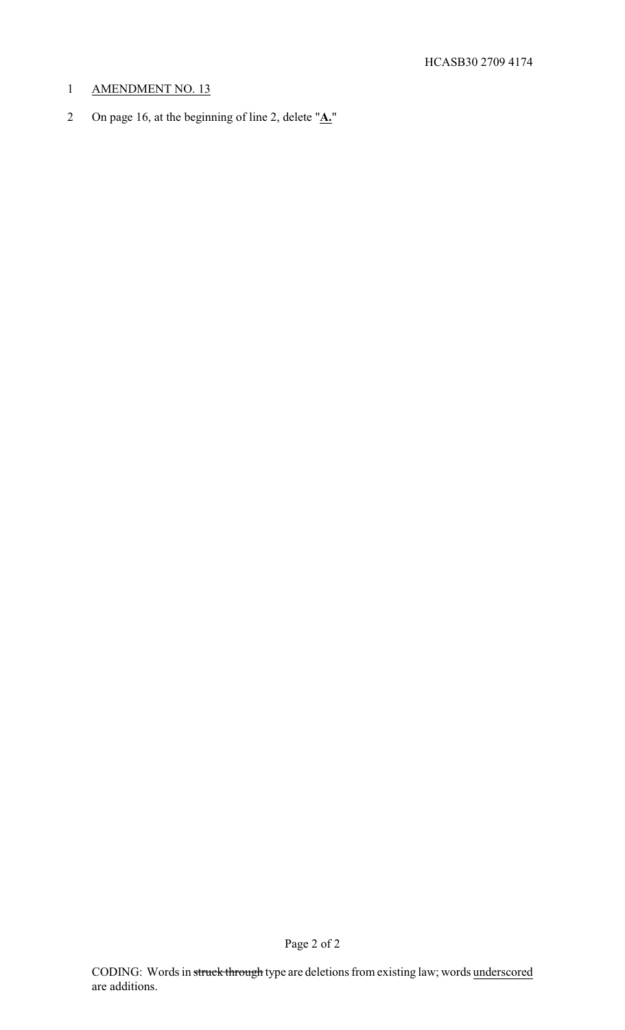1 AMENDMENT NO. 13

2 On page 16, at the beginning of line 2, delete "**A.**"

CODING: Words in struck through type are deletions from existing law; words underscored are additions.